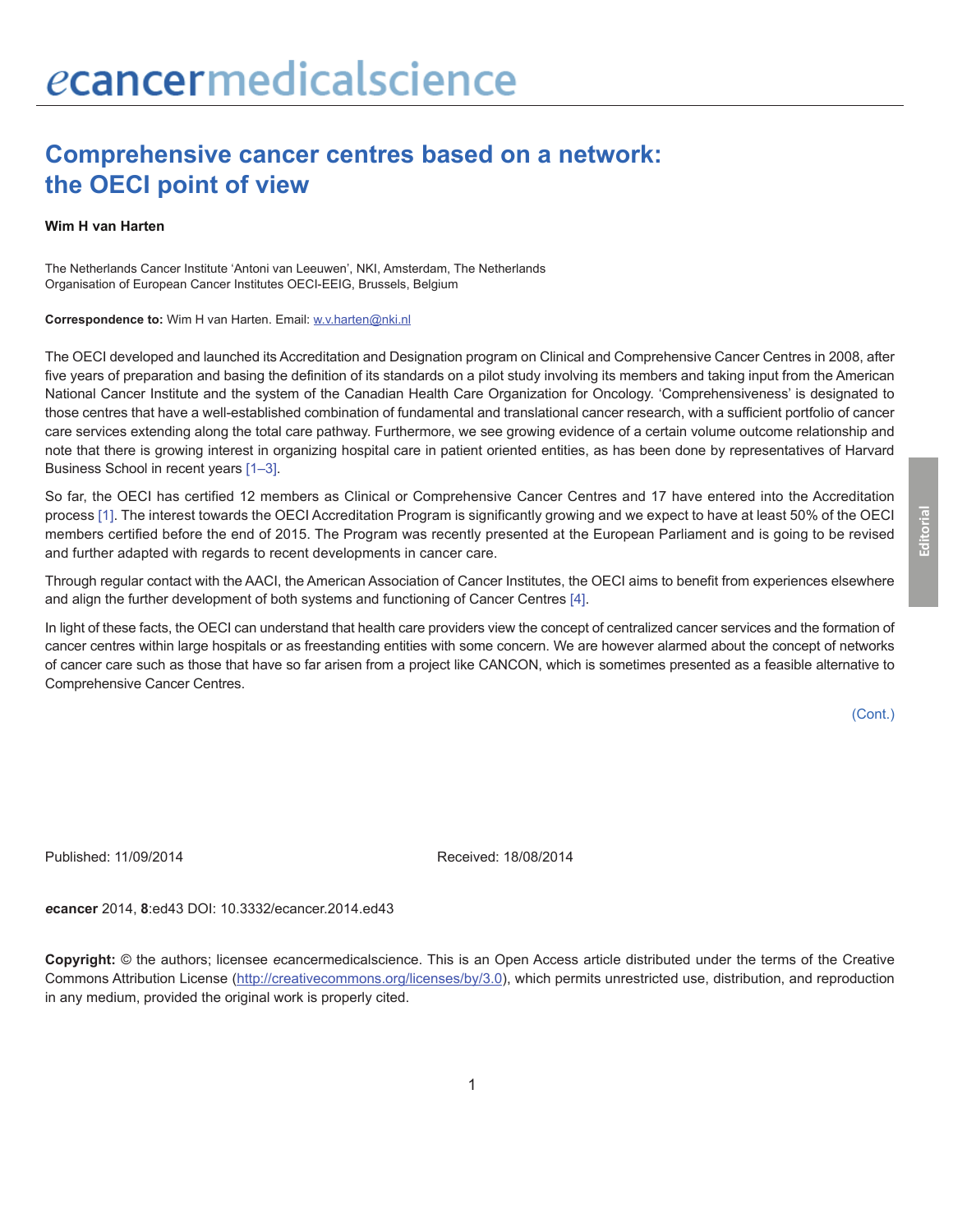# Comprehensive cancer centres based on a network: the OECI point of view

**Wim H van Harten**

The Netherlands Cancer Institute 'Antoni van Leeuwen', NKI, Amsterdam, The Netherlands
Organisation of European Cancer Institutes OECI-EEIG, Brussels, Belgium

**Correspondence to:** Wim H van Harten. Email: w.v.harten@nki.nl

The OECI developed and launched its Accreditation and Designation program on Clinical and Comprehensive Cancer Centres in 2008, after five years of preparation and basing the definition of its standards on a pilot study involving its members and taking input from the American National Cancer Institute and the system of the Canadian Health Care Organization for Oncology. 'Comprehensiveness' is designated to those centres that have a well-established combination of fundamental and translational cancer research, with a sufficient portfolio of cancer care services extending along the total care pathway. Furthermore, we see growing evidence of a certain volume outcome relationship and note that there is growing interest in organizing hospital care in patient oriented entities, as has been done by representatives of Harvard Business School in recent years [1–3].

So far, the OECI has certified 12 members as Clinical or Comprehensive Cancer Centres and 17 have entered into the Accreditation process [1]. The interest towards the OECI Accreditation Program is significantly growing and we expect to have at least 50% of the OECI members certified before the end of 2015. The Program was recently presented at the European Parliament and is going to be revised and further adapted with regards to recent developments in cancer care.

Through regular contact with the AACI, the American Association of Cancer Institutes, the OECI aims to benefit from experiences elsewhere and align the further development of both systems and functioning of Cancer Centres [4].

In light of these facts, the OECI can understand that health care providers view the concept of centralized cancer services and the formation of cancer centres within large hospitals or as freestanding entities with some concern. We are however alarmed about the concept of networks of cancer care such as those that have so far arisen from a project like CANCON, which is sometimes presented as a feasible alternative to Comprehensive Cancer Centres.

(Cont.)

Published: 11/09/2014 Received: 18/08/2014

*e*cancer 2014, **8**:ed43 DOI: 10.3332/ecancer.2014.ed43

**Copyright:** © the authors; licensee *e*cancermedicalscience. This is an Open Access article distributed under the terms of the Creative Commons Attribution License (http://creativecommons.org/licenses/by/3.0), which permits unrestricted use, distribution, and reproduction in any medium, provided the original work is properly cited.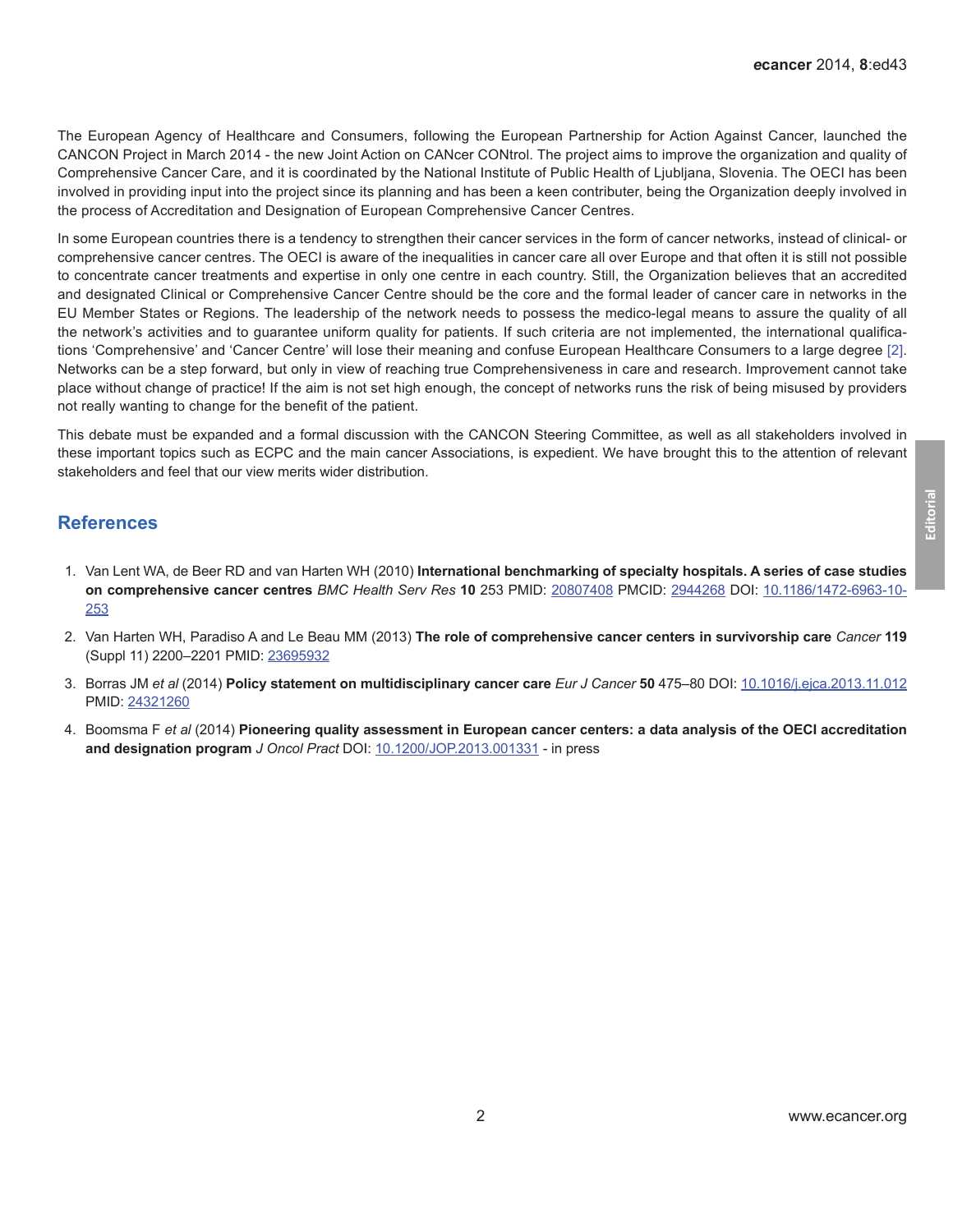The European Agency of Healthcare and Consumers, following the European Partnership for Action Against Cancer, launched the CANCON Project in March 2014 - the new Joint Action on CANcer CONtrol. The project aims to improve the organization and quality of Comprehensive Cancer Care, and it is coordinated by the National Institute of Public Health of Ljubljana, Slovenia. The OECI has been involved in providing input into the project since its planning and has been a keen contributer, being the Organization deeply involved in the process of Accreditation and Designation of European Comprehensive Cancer Centres.

In some European countries there is a tendency to strengthen their cancer services in the form of cancer networks, instead of clinical- or comprehensive cancer centres. The OECI is aware of the inequalities in cancer care all over Europe and that often it is still not possible to concentrate cancer treatments and expertise in only one centre in each country. Still, the Organization believes that an accredited and designated Clinical or Comprehensive Cancer Centre should be the core and the formal leader of cancer care in networks in the EU Member States or Regions. The leadership of the network needs to possess the medico-legal means to assure the quality of all the network's activities and to guarantee uniform quality for patients. If such criteria are not implemented, the international qualifications 'Comprehensive' and 'Cancer Centre' will lose their meaning and confuse European Healthcare Consumers to a large degree [2]. Networks can be a step forward, but only in view of reaching true Comprehensiveness in care and research. Improvement cannot take place without change of practice! If the aim is not set high enough, the concept of networks runs the risk of being misused by providers not really wanting to change for the benefit of the patient.

This debate must be expanded and a formal discussion with the CANCON Steering Committee, as well as all stakeholders involved in these important topics such as ECPC and the main cancer Associations, is expedient. We have brought this to the attention of relevant stakeholders and feel that our view merits wider distribution.

## References

1. Van Lent WA, de Beer RD and van Harten WH (2010) **International benchmarking of specialty hospitals. A series of case studies on comprehensive cancer centres** *BMC Health Serv Res* **10** 253 PMID: 20807408 PMCID: 2944268 DOI: 10.1186/1472-6963-10-253
2. Van Harten WH, Paradiso A and Le Beau MM (2013) **The role of comprehensive cancer centers in survivorship care** *Cancer* **119** (Suppl 11) 2200–2201 PMID: 23695932
3. Borras JM *et al* (2014) **Policy statement on multidisciplinary cancer care** *Eur J Cancer* **50** 475–80 DOI: 10.1016/j.ejca.2013.11.012 PMID: 24321260
4. Boomsma F *et al* (2014) **Pioneering quality assessment in European cancer centers: a data analysis of the OECI accreditation and designation program** *J Oncol Pract* DOI: 10.1200/JOP.2013.001331 - in press